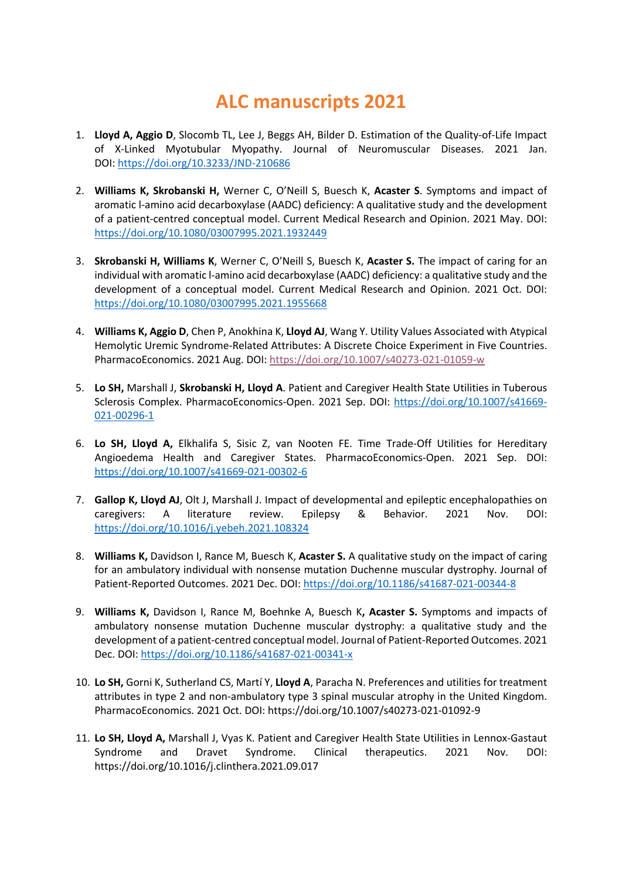# ALC manuscripts 2021

1. **Lloyd A, Aggio D**, Slocomb TL, Lee J, Beggs AH, Bilder D. Estimation of the Quality-of-Life Impact of X-Linked Myotubular Myopathy. Journal of Neuromuscular Diseases. 2021 Jan. DOI: https://doi.org/10.3233/JND-210686

2. **Williams K, Skrobanski H,** Werner C, O'Neill S, Buesch K, **Acaster S**. Symptoms and impact of aromatic l-amino acid decarboxylase (AADC) deficiency: A qualitative study and the development of a patient-centred conceptual model. Current Medical Research and Opinion. 2021 May. DOI: https://doi.org/10.1080/03007995.2021.1932449

3. **Skrobanski H, Williams K**, Werner C, O'Neill S, Buesch K, **Acaster S.** The impact of caring for an individual with aromatic l-amino acid decarboxylase (AADC) deficiency: a qualitative study and the development of a conceptual model. Current Medical Research and Opinion. 2021 Oct. DOI: https://doi.org/10.1080/03007995.2021.1955668

4. **Williams K, Aggio D**, Chen P, Anokhina K, **Lloyd AJ**, Wang Y. Utility Values Associated with Atypical Hemolytic Uremic Syndrome-Related Attributes: A Discrete Choice Experiment in Five Countries. PharmacoEconomics. 2021 Aug. DOI: https://doi.org/10.1007/s40273-021-01059-w

5. **Lo SH,** Marshall J, **Skrobanski H, Lloyd A**. Patient and Caregiver Health State Utilities in Tuberous Sclerosis Complex. PharmacoEconomics-Open. 2021 Sep. DOI: https://doi.org/10.1007/s41669-021-00296-1

6. **Lo SH, Lloyd A,** Elkhalifa S, Sisic Z, van Nooten FE. Time Trade-Off Utilities for Hereditary Angioedema Health and Caregiver States. PharmacoEconomics-Open. 2021 Sep. DOI: https://doi.org/10.1007/s41669-021-00302-6

7. **Gallop K, Lloyd AJ**, Olt J, Marshall J. Impact of developmental and epileptic encephalopathies on caregivers: A literature review. Epilepsy & Behavior. 2021 Nov. DOI: https://doi.org/10.1016/j.yebeh.2021.108324

8. **Williams K,** Davidson I, Rance M, Buesch K, **Acaster S.** A qualitative study on the impact of caring for an ambulatory individual with nonsense mutation Duchenne muscular dystrophy. Journal of Patient-Reported Outcomes. 2021 Dec. DOI: https://doi.org/10.1186/s41687-021-00344-8

9. **Williams K,** Davidson I, Rance M, Boehnke A, Buesch K**, Acaster S.** Symptoms and impacts of ambulatory nonsense mutation Duchenne muscular dystrophy: a qualitative study and the development of a patient-centred conceptual model. Journal of Patient-Reported Outcomes. 2021 Dec. DOI: https://doi.org/10.1186/s41687-021-00341-x

10. **Lo SH,** Gorni K, Sutherland CS, Martí Y, **Lloyd A**, Paracha N. Preferences and utilities for treatment attributes in type 2 and non-ambulatory type 3 spinal muscular atrophy in the United Kingdom. PharmacoEconomics. 2021 Oct. DOI: https://doi.org/10.1007/s40273-021-01092-9

11. **Lo SH, Lloyd A,** Marshall J, Vyas K. Patient and Caregiver Health State Utilities in Lennox-Gastaut Syndrome and Dravet Syndrome. Clinical therapeutics. 2021 Nov. DOI: https://doi.org/10.1016/j.clinthera.2021.09.017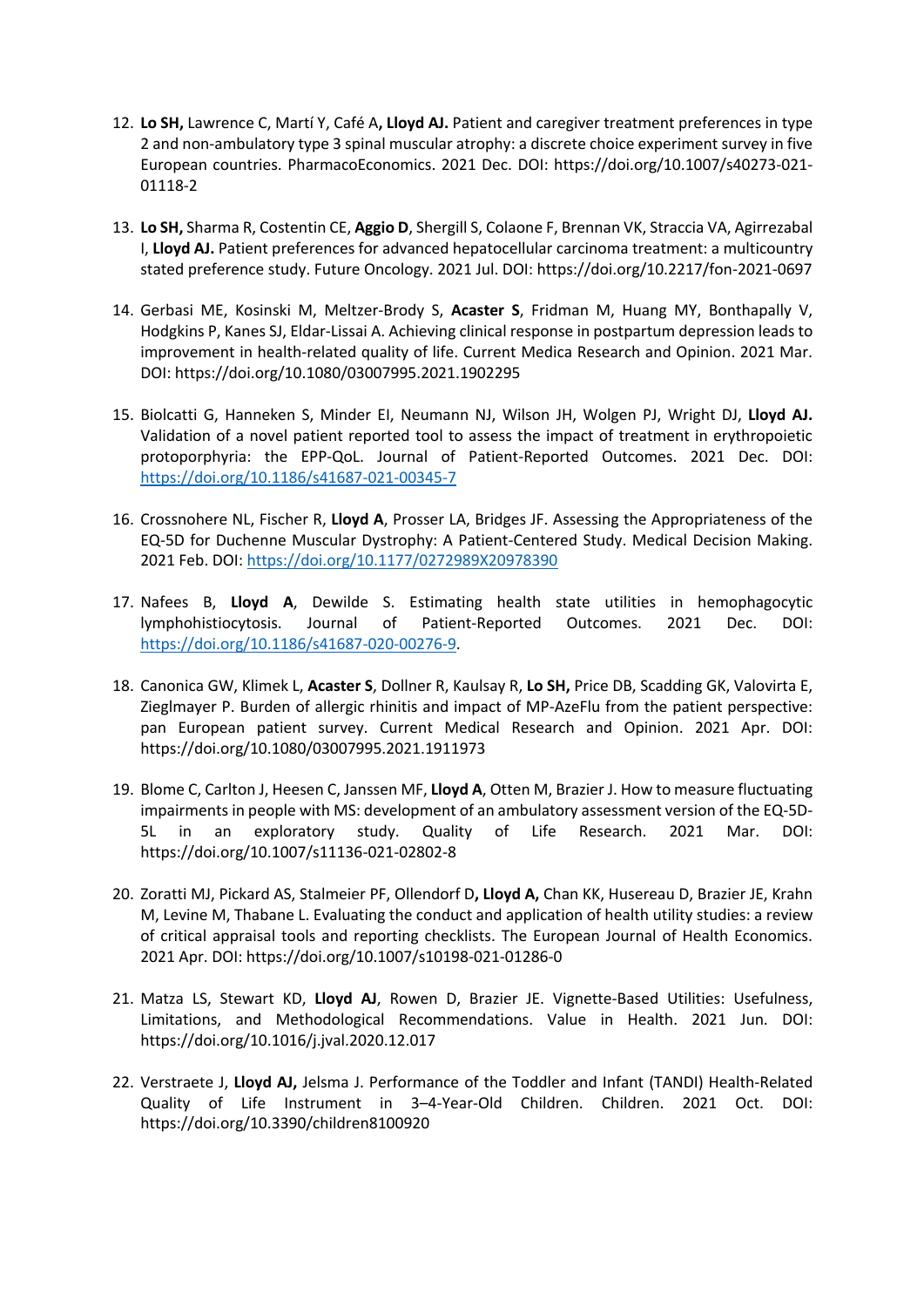12. **Lo SH,** Lawrence C, Martí Y, Café A**, Lloyd AJ.** Patient and caregiver treatment preferences in type 2 and non-ambulatory type 3 spinal muscular atrophy: a discrete choice experiment survey in five European countries. PharmacoEconomics. 2021 Dec. DOI: https://doi.org/10.1007/s40273-021-01118-2

13. **Lo SH,** Sharma R, Costentin CE, **Aggio D**, Shergill S, Colaone F, Brennan VK, Straccia VA, Agirrezabal I, **Lloyd AJ.** Patient preferences for advanced hepatocellular carcinoma treatment: a multicountry stated preference study. Future Oncology. 2021 Jul. DOI: https://doi.org/10.2217/fon-2021-0697

14. Gerbasi ME, Kosinski M, Meltzer-Brody S, **Acaster S**, Fridman M, Huang MY, Bonthapally V, Hodgkins P, Kanes SJ, Eldar-Lissai A. Achieving clinical response in postpartum depression leads to improvement in health-related quality of life. Current Medica Research and Opinion. 2021 Mar. DOI: https://doi.org/10.1080/03007995.2021.1902295

15. Biolcatti G, Hanneken S, Minder EI, Neumann NJ, Wilson JH, Wolgen PJ, Wright DJ, **Lloyd AJ.** Validation of a novel patient reported tool to assess the impact of treatment in erythropoietic protoporphyria: the EPP-QoL. Journal of Patient-Reported Outcomes. 2021 Dec. DOI: https://doi.org/10.1186/s41687-021-00345-7

16. Crossnohere NL, Fischer R, **Lloyd A**, Prosser LA, Bridges JF. Assessing the Appropriateness of the EQ-5D for Duchenne Muscular Dystrophy: A Patient-Centered Study. Medical Decision Making. 2021 Feb. DOI: https://doi.org/10.1177/0272989X20978390

17. Nafees B, **Lloyd A**, Dewilde S. Estimating health state utilities in hemophagocytic lymphohistiocytosis. Journal of Patient-Reported Outcomes. 2021 Dec. DOI: https://doi.org/10.1186/s41687-020-00276-9.

18. Canonica GW, Klimek L, **Acaster S**, Dollner R, Kaulsay R, **Lo SH,** Price DB, Scadding GK, Valovirta E, Zieglmayer P. Burden of allergic rhinitis and impact of MP-AzeFlu from the patient perspective: pan European patient survey. Current Medical Research and Opinion. 2021 Apr. DOI: https://doi.org/10.1080/03007995.2021.1911973

19. Blome C, Carlton J, Heesen C, Janssen MF, **Lloyd A**, Otten M, Brazier J. How to measure fluctuating impairments in people with MS: development of an ambulatory assessment version of the EQ-5D-5L in an exploratory study. Quality of Life Research. 2021 Mar. DOI: https://doi.org/10.1007/s11136-021-02802-8

20. Zoratti MJ, Pickard AS, Stalmeier PF, Ollendorf D**, Lloyd A,** Chan KK, Husereau D, Brazier JE, Krahn M, Levine M, Thabane L. Evaluating the conduct and application of health utility studies: a review of critical appraisal tools and reporting checklists. The European Journal of Health Economics. 2021 Apr. DOI: https://doi.org/10.1007/s10198-021-01286-0

21. Matza LS, Stewart KD, **Lloyd AJ**, Rowen D, Brazier JE. Vignette-Based Utilities: Usefulness, Limitations, and Methodological Recommendations. Value in Health. 2021 Jun. DOI: https://doi.org/10.1016/j.jval.2020.12.017

22. Verstraete J, **Lloyd AJ,** Jelsma J. Performance of the Toddler and Infant (TANDI) Health-Related Quality of Life Instrument in 3–4-Year-Old Children. Children. 2021 Oct. DOI: https://doi.org/10.3390/children8100920